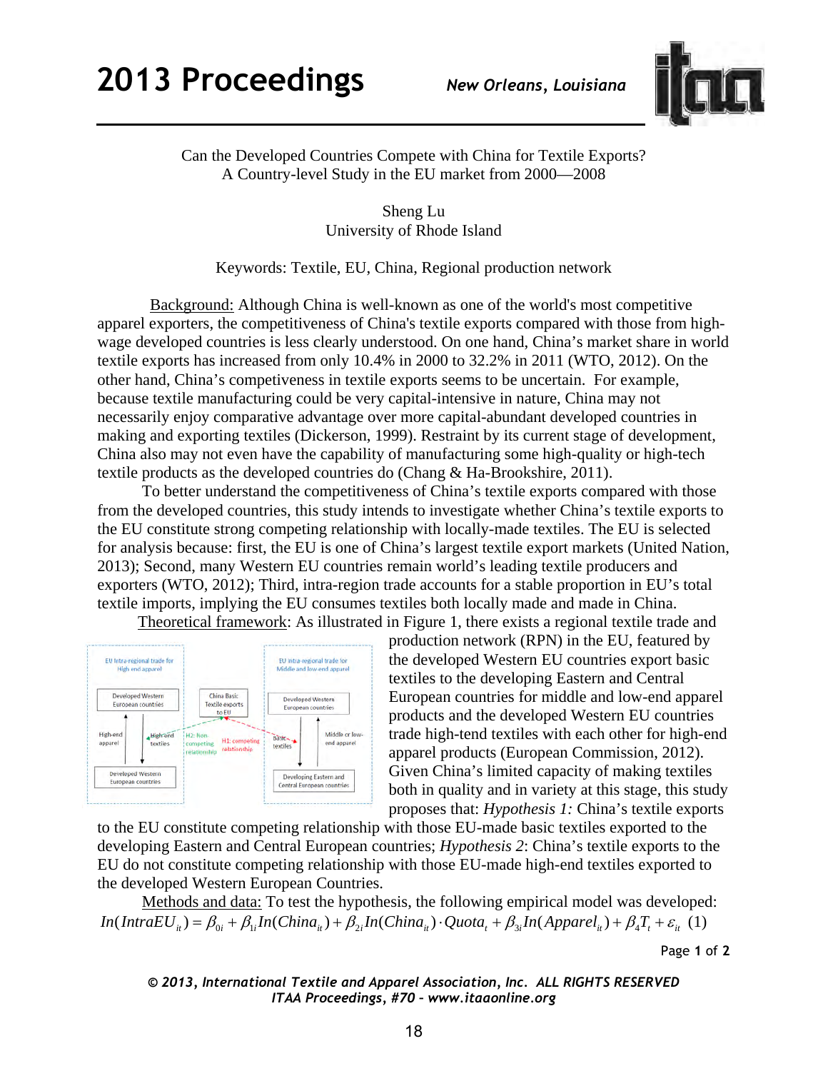Can the Developed Countries Compete with China for Textile Exports?
A Country-level Study in the EU market from 2000—2008

Sheng Lu
University of Rhode Island

Keywords: Textile, EU, China, Regional production network

Background: Although China is well-known as one of the world's most competitive apparel exporters, the competitiveness of China's textile exports compared with those from high-wage developed countries is less clearly understood. On one hand, China's market share in world textile exports has increased from only 10.4% in 2000 to 32.2% in 2011 (WTO, 2012). On the other hand, China's competiveness in textile exports seems to be uncertain. For example, because textile manufacturing could be very capital-intensive in nature, China may not necessarily enjoy comparative advantage over more capital-abundant developed countries in making and exporting textiles (Dickerson, 1999). Restraint by its current stage of development, China also may not even have the capability of manufacturing some high-quality or high-tech textile products as the developed countries do (Chang & Ha-Brookshire, 2011).

To better understand the competitiveness of China's textile exports compared with those from the developed countries, this study intends to investigate whether China's textile exports to the EU constitute strong competing relationship with locally-made textiles. The EU is selected for analysis because: first, the EU is one of China's largest textile export markets (United Nation, 2013); Second, many Western EU countries remain world's leading textile producers and exporters (WTO, 2012); Third, intra-region trade accounts for a stable proportion in EU's total textile imports, implying the EU consumes textiles both locally made and made in China.

Theoretical framework: As illustrated in Figure 1, there exists a regional textile trade and production network (RPN) in the EU, featured by the developed Western EU countries export basic textiles to the developing Eastern and Central European countries for middle and low-end apparel products and the developed Western EU countries trade high-tend textiles with each other for high-end apparel products (European Commission, 2012). Given China's limited capacity of making textiles both in quality and in variety at this stage, this study proposes that: *Hypothesis 1:* China's textile exports to the EU constitute competing relationship with those EU-made basic textiles exported to the developing Eastern and Central European countries; *Hypothesis 2*: China's textile exports to the EU do not constitute competing relationship with those EU-made high-end textiles exported to the developed Western European Countries.

Methods and data: To test the hypothesis, the following empirical model was developed:

$$In(IntraEU_{it}) = \beta_{0i} + \beta_{1i}In(China_{it}) + \beta_{2i}In(China_{it}) \cdot Quota_t + \beta_{3i}In(Apparel_{it}) + \beta_4 T_t + \varepsilon_{it} \quad (1)$$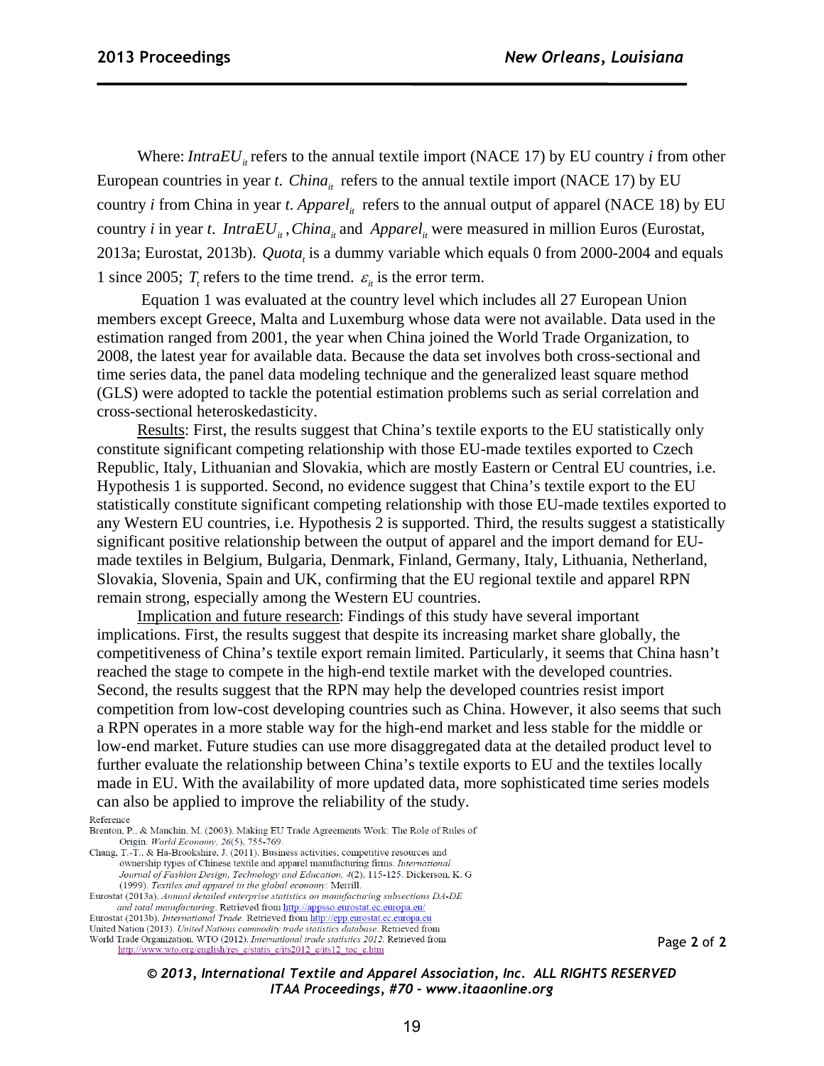Where: $IntraEU_{it}$ refers to the annual textile import (NACE 17) by EU country *i* from other European countries in year *t*. $China_{it}$ refers to the annual textile import (NACE 17) by EU country *i* from China in year *t*. $Apparel_{it}$ refers to the annual output of apparel (NACE 18) by EU country *i* in year *t*. $IntraEU_{it}$, $China_{it}$ and $Apparel_{it}$ were measured in million Euros (Eurostat, 2013a; Eurostat, 2013b). $Quota_t$ is a dummy variable which equals 0 from 2000-2004 and equals 1 since 2005; $T_t$ refers to the time trend. $\varepsilon_{it}$ is the error term.

Equation 1 was evaluated at the country level which includes all 27 European Union members except Greece, Malta and Luxemburg whose data were not available. Data used in the estimation ranged from 2001, the year when China joined the World Trade Organization, to 2008, the latest year for available data. Because the data set involves both cross-sectional and time series data, the panel data modeling technique and the generalized least square method (GLS) were adopted to tackle the potential estimation problems such as serial correlation and cross-sectional heteroskedasticity.

Results: First, the results suggest that China's textile exports to the EU statistically only constitute significant competing relationship with those EU-made textiles exported to Czech Republic, Italy, Lithuanian and Slovakia, which are mostly Eastern or Central EU countries, i.e. Hypothesis 1 is supported. Second, no evidence suggest that China's textile export to the EU statistically constitute significant competing relationship with those EU-made textiles exported to any Western EU countries, i.e. Hypothesis 2 is supported. Third, the results suggest a statistically significant positive relationship between the output of apparel and the import demand for EU-made textiles in Belgium, Bulgaria, Denmark, Finland, Germany, Italy, Lithuania, Netherland, Slovakia, Slovenia, Spain and UK, confirming that the EU regional textile and apparel RPN remain strong, especially among the Western EU countries.

Implication and future research: Findings of this study have several important implications. First, the results suggest that despite its increasing market share globally, the competitiveness of China's textile export remain limited. Particularly, it seems that China hasn't reached the stage to compete in the high-end textile market with the developed countries. Second, the results suggest that the RPN may help the developed countries resist import competition from low-cost developing countries such as China. However, it also seems that such a RPN operates in a more stable way for the high-end market and less stable for the middle or low-end market. Future studies can use more disaggregated data at the detailed product level to further evaluate the relationship between China's textile exports to EU and the textiles locally made in EU. With the availability of more updated data, more sophisticated time series models can also be applied to improve the reliability of the study.

Reference

Brenton, P., & Manchin, M. (2003). Making EU Trade Agreements Work: The Role of Rules of Origin. *World Economy, 26*(5), 755-769.

Chang, T.-T., & Ha-Brookshire, J. (2011). Business activities, competitive resources and ownership types of Chinese textile and apparel manufacturing firms. *International Journal of Fashion Design, Technology and Education, 4*(2), 115-125. Dickerson, K. G (1999). *Textiles and apparel in the global economy*: Merrill.

Eurostat (2013a). *Annual detailed enterprise statistics on manufacturing subsections DA-DE and total manufacturing*. Retrieved from http://appsso.eurostat.ec.europa.eu/

Eurostat (2013b). *International Trade*. Retrieved from http://epp.eurostat.ec.europa.eu

United Nation (2013). *United Nations commodity trade statistics database*. Retrieved from

World Trade Organization, WTO (2012). *International trade statistics 2012*. Retrieved from http://www.wto.org/english/res_e/statis_e/its2012_e/its12_toc_e.htm